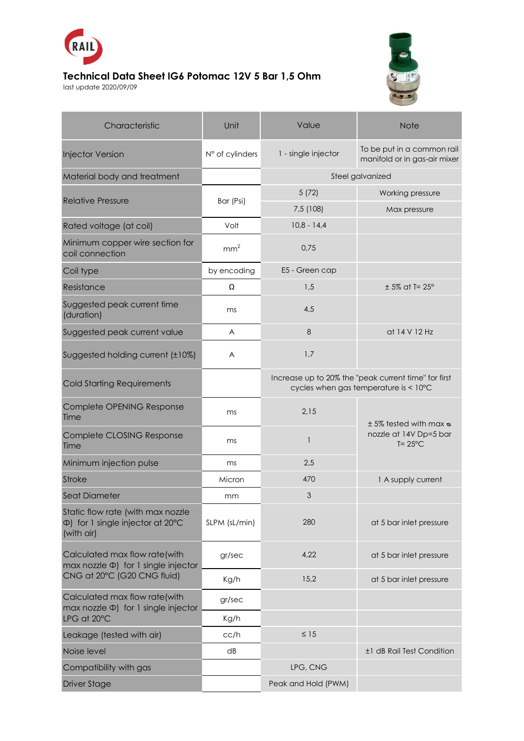RAIL

# Technical Data Sheet IG6 Potomac 12V 5 Bar 1,5 Ohm

last update 2020/09/09

| Characteristic | Unit | Value | Note |
|---|---|---|---|
| Injector Version | N° of cylinders | 1 - single injector | To be put in a common rail manifold or in gas-air mixer |
| Material body and treatment | | Steel galvanized | |
| Relative Pressure | Bar (Psi) | 5 (72) | Working pressure |
| | | 7,5 (108) | Max pressure |
| Rated voltage (at coil) | Volt | 10,8 - 14,4 | |
| Minimum copper wire section for coil connection | $mm^2$ | 0,75 | |
| Coil type | by encoding | E5 - Green cap | |
| Resistance | Ω | 1,5 | ± 5% at T= 25° |
| Suggested peak current time (duration) | ms | 4,5 | |
| Suggested peak current value | A | 8 | at 14 V 12 Hz |
| Suggested holding current (±10%) | A | 1,7 | |
| Cold Starting Requirements | | Increase up to 20% the "peak current time" for first cycles when gas temperature is < 10°C | |
| Complete OPENING Response Time | ms | 2,15 | ± 5% tested with max ⌀ nozzle at 14V Dp=5 bar T= 25°C |
| Complete CLOSING Response Time | ms | 1 | |
| Minimum injection pulse | ms | 2,5 | |
| Stroke | Micron | 470 | 1 A supply current |
| Seat Diameter | mm | 3 | |
| Static flow rate (with max nozzle Φ) for 1 single injector at 20°C (with air) | SLPM (sL/min) | 280 | at 5 bar inlet pressure |
| Calculated max flow rate(with max nozzle Φ) for 1 single injector CNG at 20°C (G20 CNG fluid) | gr/sec | 4,22 | at 5 bar inlet pressure |
| | Kg/h | 15,2 | at 5 bar inlet pressure |
| Calculated max flow rate(with max nozzle Φ) for 1 single injector LPG at 20°C | gr/sec | | |
| | Kg/h | | |
| Leakage (tested with air) | cc/h | ≤ 15 | |
| Noise level | dB | | ±1 dB Rail Test Condition |
| Compatibility with gas | | LPG, CNG | |
| Driver Stage | | Peak and Hold (PWM) | |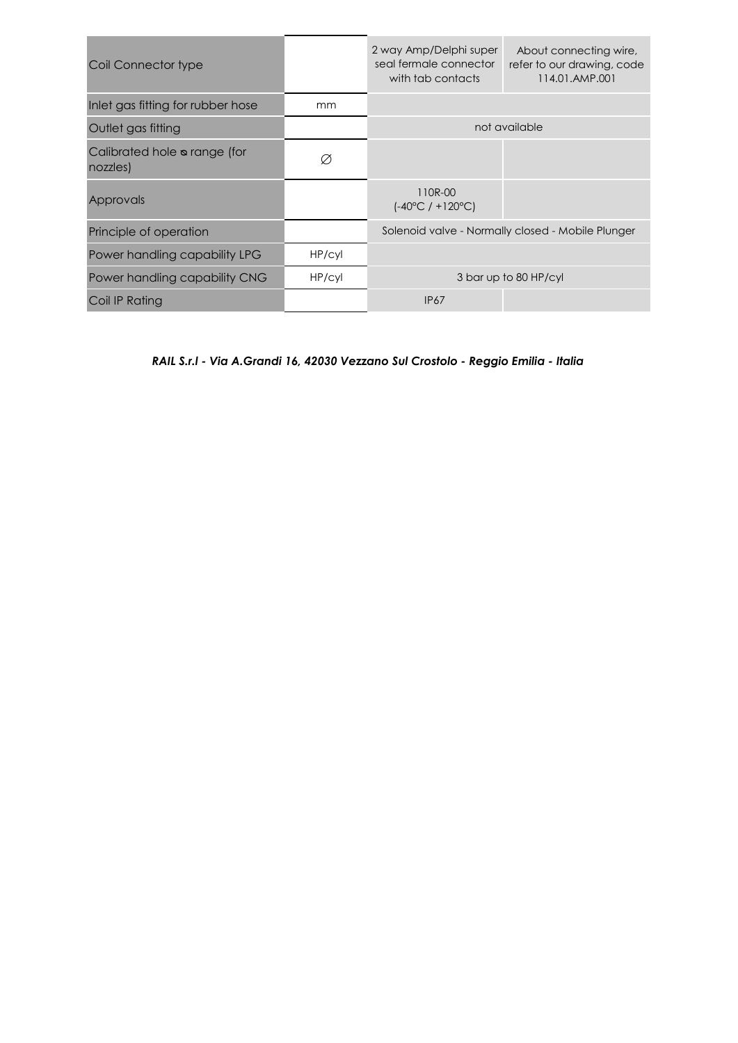| | | | |
|---|---|---|---|
| Coil Connector type | | 2 way Amp/Delphi super seal fermale connector with tab contacts | About connecting wire, refer to our drawing, code 114.01.AMP.001 |
| Inlet gas fitting for rubber hose | mm | | |
| Outlet gas fitting | | not available | |
| Calibrated hole ⌀ range (for nozzles) | ∅ | | |
| Approvals | | 110R-00 (-40°C / +120°C) | |
| Principle of operation | | Solenoid valve - Normally closed - Mobile Plunger | |
| Power handling capability LPG | HP/cyl | | |
| Power handling capability CNG | HP/cyl | 3 bar up to 80 HP/cyl | |
| Coil IP Rating | | IP67 | |

***RAIL S.r.l - Via A.Grandi 16, 42030 Vezzano Sul Crostolo - Reggio Emilia - Italia***